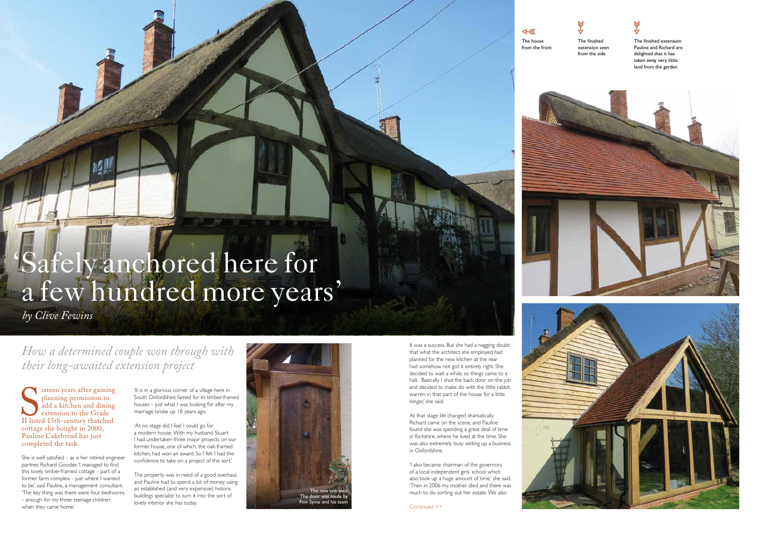# 'Safely anchored here for a few hundred more years'

*by Clive Fewins*

*How a determined couple won through with their long-awaited extension project*

Sixteen years after gaining planning permission to add a kitchen and dining extension to the Grade II listed 15th-century thatched cottage she bought in 2000, Pauline Cakebread has just completed the task.

She is well satisfied – as is her retired engineer partner, Richard Goodier. 'I managed to find this lovely timber-framed cottage – part of a former farm complex – just where I wanted to be', said Pauline, a management consultant. 'The key thing was there were four bedrooms – enough for my three teenage children when they came home.'

'It is in a glorious corner of a village here in South Oxfordshire famed for its timber-framed houses – just what I was looking for after my marriage broke up 18 years ago.

'At no stage did I feel I could go for a modern house. With my husband Stuart I had undertaken three major projects on our former house, one of which, the oak-framed kitchen, had won an award. So I felt I had the confidence to take on a project of this sort.'

The property was in need of a good overhaul, and Pauline had to spend a lot of money using an established (and very expensive) historic buildings specialist to turn it into the sort of lovely interior she has today.

The new entrance
The door was made by Finn Syme and his team

It was a success. But she had a nagging doubt that what the architect she employed had planned for the new kitchen at the rear had somehow not got it entirely right. She decided to wait a while, so things came to a halt. 'Basically I shut the back door on the job and decided to make do with the little rabbit warren in that part of the house for a little longer,' she said.

At that stage life changed dramatically. Richard came on the scene, and Pauline found she was spending a great deal of time in Yorkshire, where he lived at the time. She was also extremely busy setting up a business in Oxfordshire.

'I also became chairman of the governors of a local independent girls' school which also took up a huge amount of time,' she said. 'Then in 2006 my mother died and there was much to do sorting out her estate. We also

Continued >>

The house from the front

The finished extension seen from the side

The finished extension: Pauline and Richard are delighted that it has taken away very little land from the garden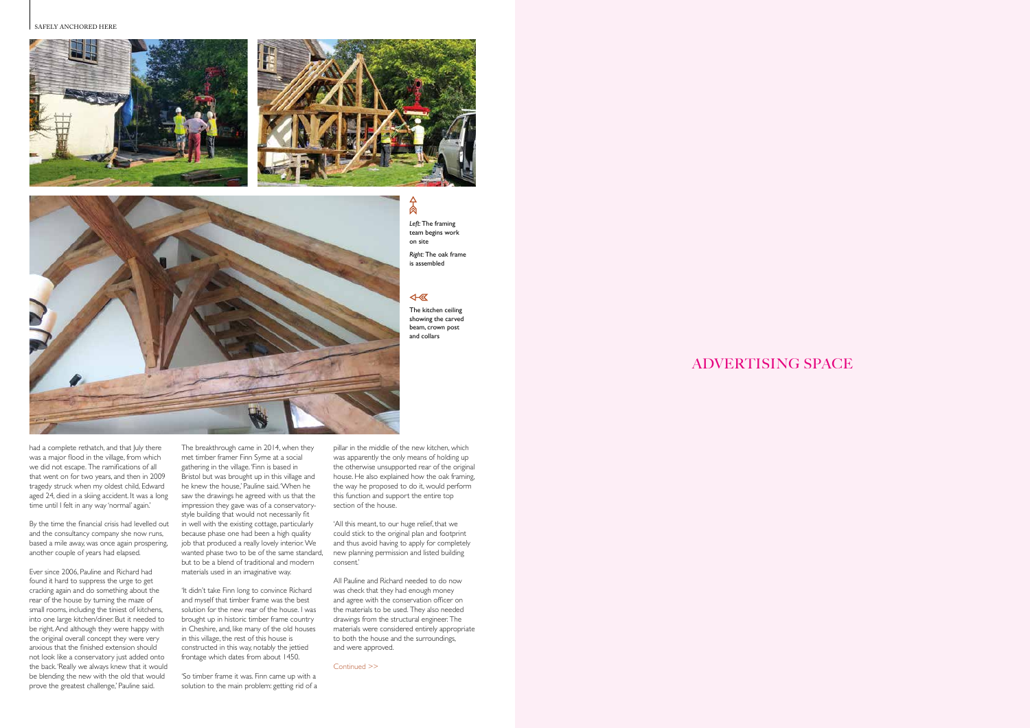*Left:* The framing team begins work on site

*Right:* The oak frame is assembled

The kitchen ceiling showing the carved beam, crown post and collars

had a complete rethatch, and that July there was a major flood in the village, from which we did not escape. The ramifications of all that went on for two years, and then in 2009 tragedy struck when my oldest child, Edward aged 24, died in a skiing accident. It was a long time until I felt in any way 'normal' again.'

By the time the financial crisis had levelled out and the consultancy company she now runs, based a mile away, was once again prospering, another couple of years had elapsed.

Ever since 2006, Pauline and Richard had found it hard to suppress the urge to get cracking again and do something about the rear of the house by turning the maze of small rooms, including the tiniest of kitchens, into one large kitchen/diner. But it needed to be right. And although they were happy with the original overall concept they were very anxious that the finished extension should not look like a conservatory just added onto the back. 'Really we always knew that it would be blending the new with the old that would prove the greatest challenge,' Pauline said.

The breakthrough came in 2014, when they met timber framer Finn Syme at a social gathering in the village. 'Finn is based in Bristol but was brought up in this village and he knew the house,' Pauline said. 'When he saw the drawings he agreed with us that the impression they gave was of a conservatory-style building that would not necessarily fit in well with the existing cottage, particularly because phase one had been a high quality job that produced a really lovely interior. We wanted phase two to be of the same standard, but to be a blend of traditional and modern materials used in an imaginative way.

'It didn't take Finn long to convince Richard and myself that timber frame was the best solution for the new rear of the house. I was brought up in historic timber frame country in Cheshire, and, like many of the old houses in this village, the rest of this house is constructed in this way, notably the jettied frontage which dates from about 1450.

'So timber frame it was. Finn came up with a solution to the main problem: getting rid of a pillar in the middle of the new kitchen, which was apparently the only means of holding up the otherwise unsupported rear of the original house. He also explained how the oak framing, the way he proposed to do it, would perform this function and support the entire top section of the house.

'All this meant, to our huge relief, that we could stick to the original plan and footprint and thus avoid having to apply for completely new planning permission and listed building consent.'

All Pauline and Richard needed to do now was check that they had enough money and agree with the conservation officer on the materials to be used. They also needed drawings from the structural engineer. The materials were considered entirely appropriate to both the house and the surroundings, and were approved.

Continued >>

ADVERTISING SPACE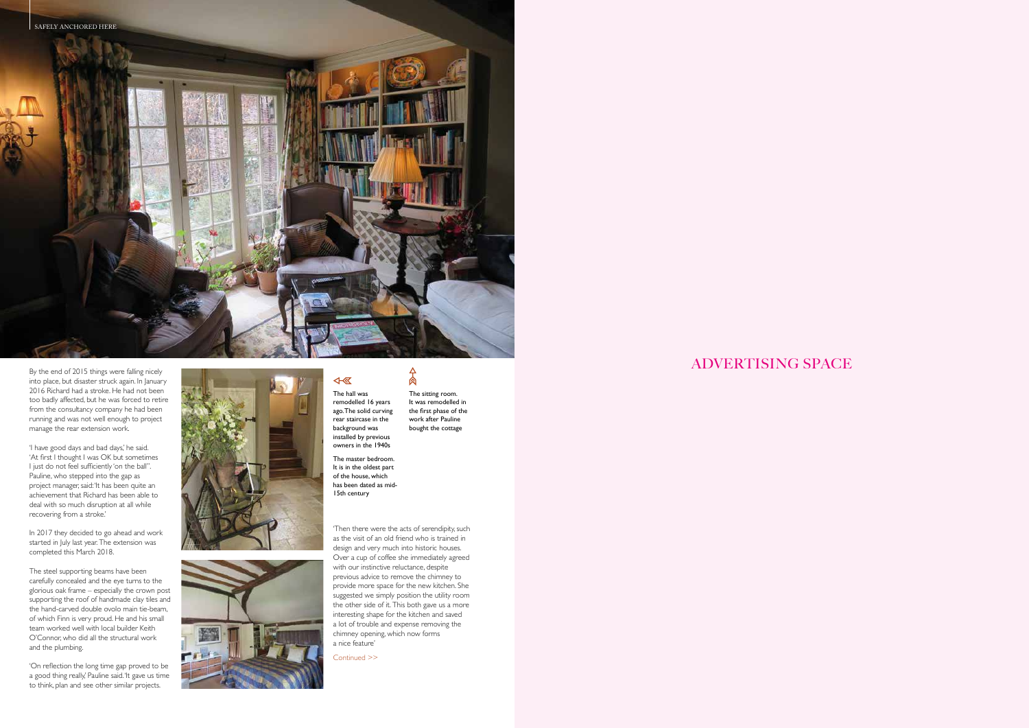By the end of 2015 things were falling nicely into place, but disaster struck again. In January 2016 Richard had a stroke. He had not been too badly affected, but he was forced to retire from the consultancy company he had been running and was not well enough to project manage the rear extension work.

'I have good days and bad days,' he said. 'At first I thought I was OK but sometimes I just do not feel sufficiently 'on the ball''. Pauline, who stepped into the gap as project manager, said: 'It has been quite an achievement that Richard has been able to deal with so much disruption at all while recovering from a stroke.'

In 2017 they decided to go ahead and work started in July last year. The extension was completed this March 2018.

The steel supporting beams have been carefully concealed and the eye turns to the glorious oak frame – especially the crown post supporting the roof of handmade clay tiles and the hand-carved double ovolo main tie-beam, of which Finn is very proud. He and his small team worked well with local builder Keith O'Connor, who did all the structural work and the plumbing.

'On reflection the long time gap proved to be a good thing really,' Pauline said. 'It gave us time to think, plan and see other similar projects.

The hall was remodelled 16 years ago. The solid curving rear staircase in the background was installed by previous owners in the 1940s

The sitting room. It was remodelled in the first phase of the work after Pauline bought the cottage

The master bedroom. It is in the oldest part of the house, which has been dated as mid-15th century

'Then there were the acts of serendipity, such as the visit of an old friend who is trained in design and very much into historic houses. Over a cup of coffee she immediately agreed with our instinctive reluctance, despite previous advice to remove the chimney to provide more space for the new kitchen. She suggested we simply position the utility room the other side of it. This both gave us a more interesting shape for the kitchen and saved a lot of trouble and expense removing the chimney opening, which now forms a nice feature'

Continued >>

ADVERTISING SPACE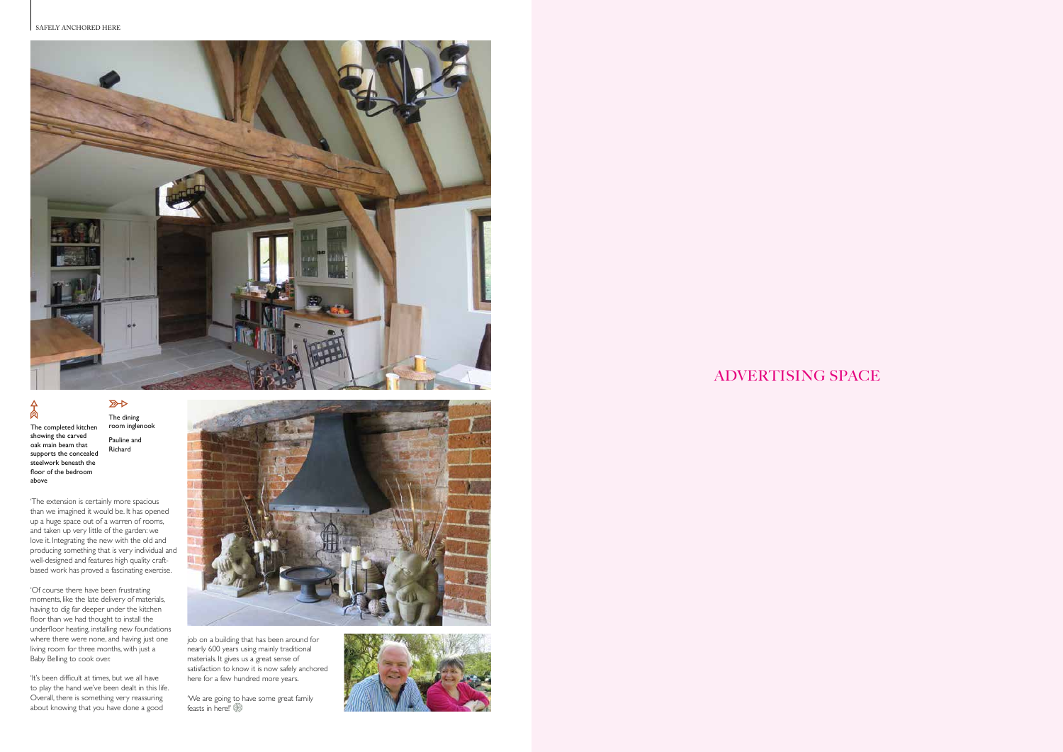The completed kitchen showing the carved oak main beam that supports the concealed steelwork beneath the floor of the bedroom above

The dining room inglenook

Pauline and Richard

'The extension is certainly more spacious than we imagined it would be. It has opened up a huge space out of a warren of rooms, and taken up very little of the garden: we love it. Integrating the new with the old and producing something that is very individual and well-designed and features high quality craft-based work has proved a fascinating exercise.

'Of course there have been frustrating moments, like the late delivery of materials, having to dig far deeper under the kitchen floor than we had thought to install the underfloor heating, installing new foundations where there were none, and having just one living room for three months, with just a Baby Belling to cook over.

'It's been difficult at times, but we all have to play the hand we've been dealt in this life. Overall, there is something very reassuring about knowing that you have done a good job on a building that has been around for nearly 600 years using mainly traditional materials. It gives us a great sense of satisfaction to know it is now safely anchored here for a few hundred more years.

'We are going to have some great family feasts in here!'

ADVERTISING SPACE